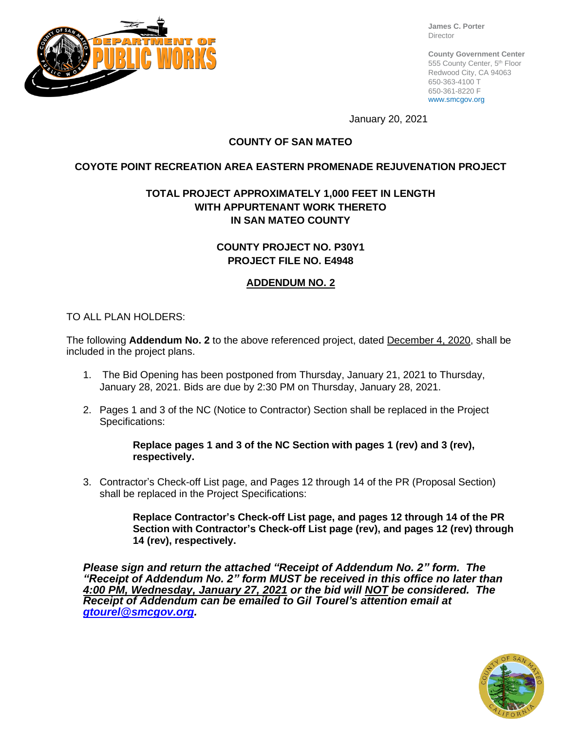DEPARTMENT OF PUBLIC WORKS

**James C. Porter**
Director

**County Government Center**
555 County Center, 5th Floor
Redwood City, CA 94063
650-363-4100 T
650-361-8220 F
www.smcgov.org

January 20, 2021

**COUNTY OF SAN MATEO**

**COYOTE POINT RECREATION AREA EASTERN PROMENADE REJUVENATION PROJECT**

**TOTAL PROJECT APPROXIMATELY 1,000 FEET IN LENGTH WITH APPURTENANT WORK THERETO IN SAN MATEO COUNTY**

**COUNTY PROJECT NO. P30Y1**
**PROJECT FILE NO. E4948**

**ADDENDUM NO. 2**

TO ALL PLAN HOLDERS:

The following **Addendum No. 2** to the above referenced project, dated December 4, 2020, shall be included in the project plans.

1. The Bid Opening has been postponed from Thursday, January 21, 2021 to Thursday, January 28, 2021. Bids are due by 2:30 PM on Thursday, January 28, 2021.

2. Pages 1 and 3 of the NC (Notice to Contractor) Section shall be replaced in the Project Specifications:

   **Replace pages 1 and 3 of the NC Section with pages 1 (rev) and 3 (rev), respectively.**

3. Contractor's Check-off List page, and Pages 12 through 14 of the PR (Proposal Section) shall be replaced in the Project Specifications:

   **Replace Contractor's Check-off List page, and pages 12 through 14 of the PR Section with Contractor's Check-off List page (rev), and pages 12 (rev) through 14 (rev), respectively.**

***Please sign and return the attached "Receipt of Addendum No. 2" form. The "Receipt of Addendum No. 2" form MUST be received in this office no later than 4:00 PM, Wednesday, January 27, 2021 or the bid will NOT be considered. The Receipt of Addendum can be emailed to Gil Tourel's attention email at gtourel@smcgov.org.***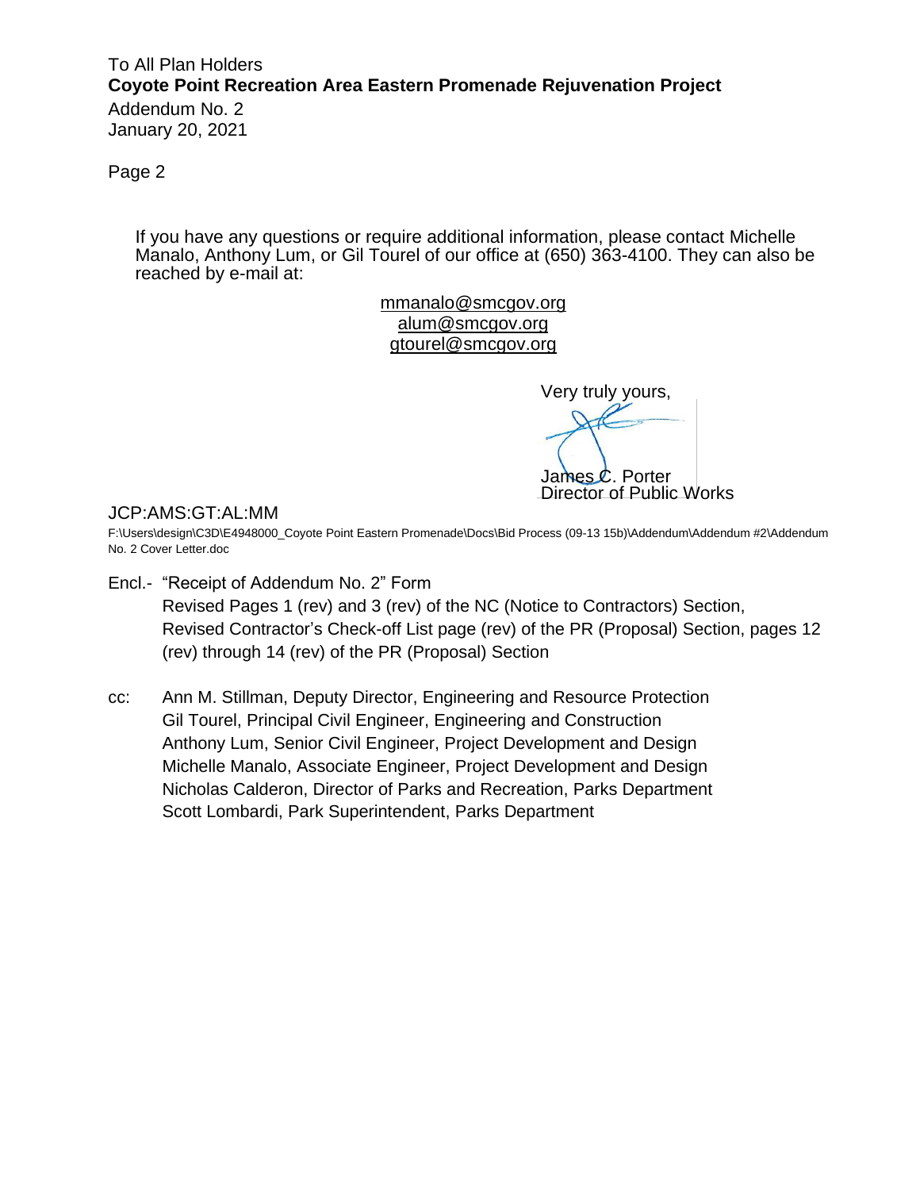To All Plan Holders
**Coyote Point Recreation Area Eastern Promenade Rejuvenation Project**
Addendum No. 2
January 20, 2021

If you have any questions or require additional information, please contact Michelle Manalo, Anthony Lum, or Gil Tourel of our office at (650) 363-4100. They can also be reached by e-mail at:

mmanalo@smcgov.org
alum@smcgov.org
gtourel@smcgov.org

Very truly yours,

James C. Porter
Director of Public Works

JCP:AMS:GT:AL:MM

F:\Users\design\C3D\E4948000_Coyote Point Eastern Promenade\Docs\Bid Process (09-13 15b)\Addendum\Addendum #2\Addendum No. 2 Cover Letter.doc

Encl.- "Receipt of Addendum No. 2" Form
Revised Pages 1 (rev) and 3 (rev) of the NC (Notice to Contractors) Section, Revised Contractor's Check-off List page (rev) of the PR (Proposal) Section, pages 12 (rev) through 14 (rev) of the PR (Proposal) Section

cc: Ann M. Stillman, Deputy Director, Engineering and Resource Protection
Gil Tourel, Principal Civil Engineer, Engineering and Construction
Anthony Lum, Senior Civil Engineer, Project Development and Design
Michelle Manalo, Associate Engineer, Project Development and Design
Nicholas Calderon, Director of Parks and Recreation, Parks Department
Scott Lombardi, Park Superintendent, Parks Department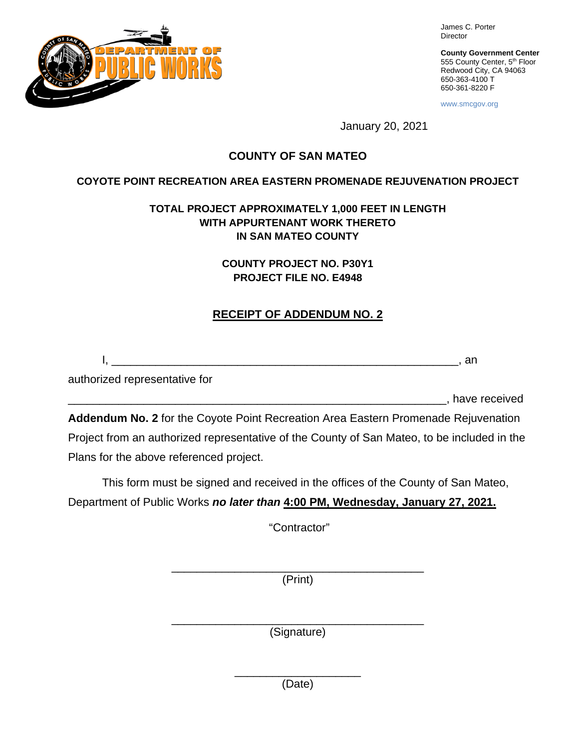James C. Porter
Director

**County Government Center**
555 County Center, 5th Floor
Redwood City, CA 94063
650-363-4100 T
650-361-8220 F

www.smcgov.org

January 20, 2021

# COUNTY OF SAN MATEO

## COYOTE POINT RECREATION AREA EASTERN PROMENADE REJUVENATION PROJECT

**TOTAL PROJECT APPROXIMATELY 1,000 FEET IN LENGTH**
**WITH APPURTENANT WORK THERETO**
**IN SAN MATEO COUNTY**

**COUNTY PROJECT NO. P30Y1**
**PROJECT FILE NO. E4948**

## RECEIPT OF ADDENDUM NO. 2

I, ________________________________________________________, an authorized representative for ____________________________________________________________, have received **Addendum No. 2** for the Coyote Point Recreation Area Eastern Promenade Rejuvenation Project from an authorized representative of the County of San Mateo, to be included in the Plans for the above referenced project.

This form must be signed and received in the offices of the County of San Mateo, Department of Public Works ***no later than*** **4:00 PM, Wednesday, January 27, 2021.**

"Contractor"

________________________________________
(Print)

________________________________________
(Signature)

____________________
(Date)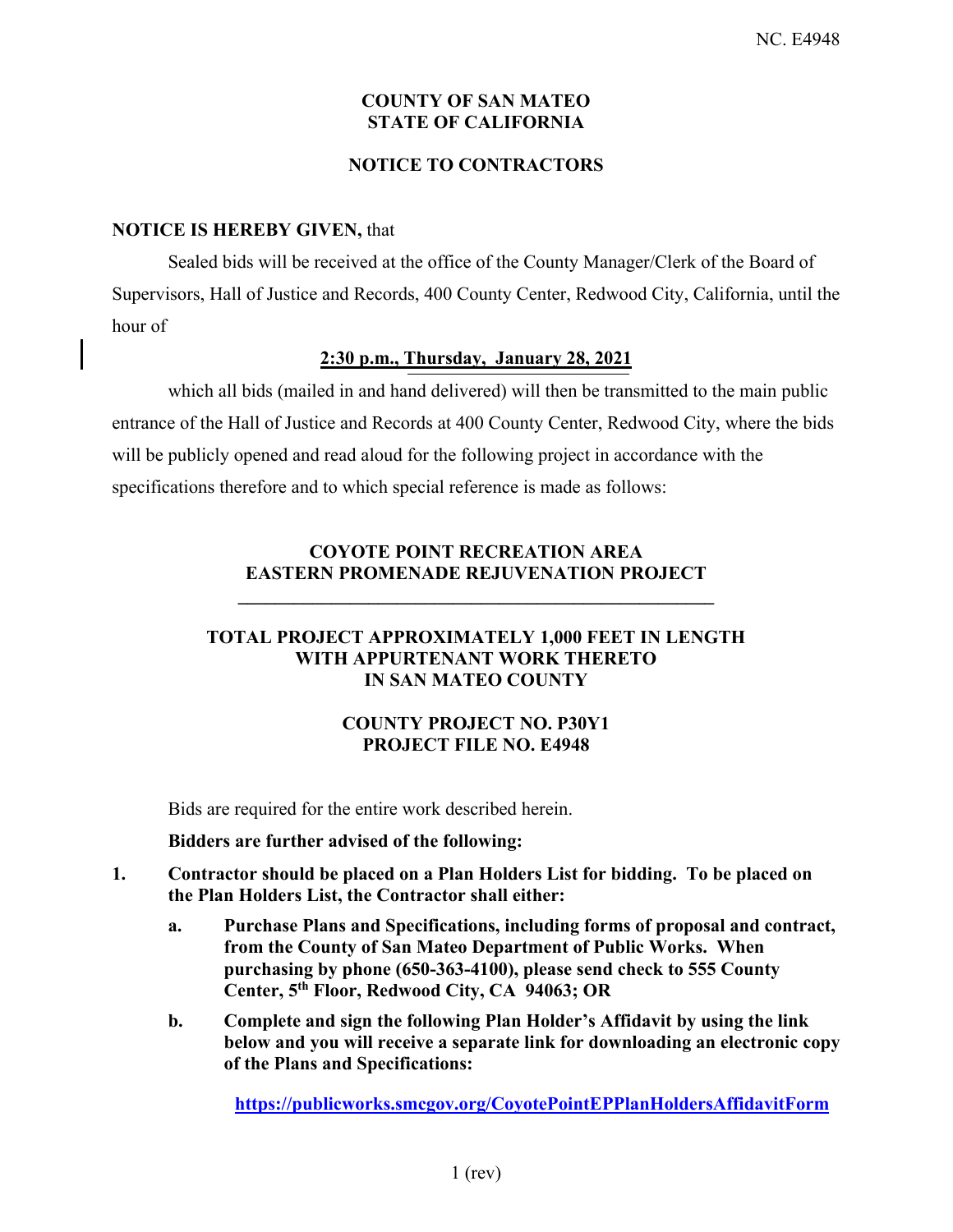# COUNTY OF SAN MATEO
# STATE OF CALIFORNIA

## NOTICE TO CONTRACTORS

**NOTICE IS HEREBY GIVEN,** that

Sealed bids will be received at the office of the County Manager/Clerk of the Board of Supervisors, Hall of Justice and Records, 400 County Center, Redwood City, California, until the hour of

**2:30 p.m., Thursday, January 28, 2021**

which all bids (mailed in and hand delivered) will then be transmitted to the main public entrance of the Hall of Justice and Records at 400 County Center, Redwood City, where the bids will be publicly opened and read aloud for the following project in accordance with the specifications therefore and to which special reference is made as follows:

**COYOTE POINT RECREATION AREA**
**EASTERN PROMENADE REJUVENATION PROJECT**

**TOTAL PROJECT APPROXIMATELY 1,000 FEET IN LENGTH**
**WITH APPURTENANT WORK THERETO**
**IN SAN MATEO COUNTY**

**COUNTY PROJECT NO. P30Y1**
**PROJECT FILE NO. E4948**

Bids are required for the entire work described herein.

**Bidders are further advised of the following:**

1. **Contractor should be placed on a Plan Holders List for bidding. To be placed on the Plan Holders List, the Contractor shall either:**

   a. **Purchase Plans and Specifications, including forms of proposal and contract, from the County of San Mateo Department of Public Works. When purchasing by phone (650-363-4100), please send check to 555 County Center, 5th Floor, Redwood City, CA 94063; OR**

   b. **Complete and sign the following Plan Holder's Affidavit by using the link below and you will receive a separate link for downloading an electronic copy of the Plans and Specifications:**

   **https://publicworks.smcgov.org/CoyotePointEPPlanHoldersAffidavitForm**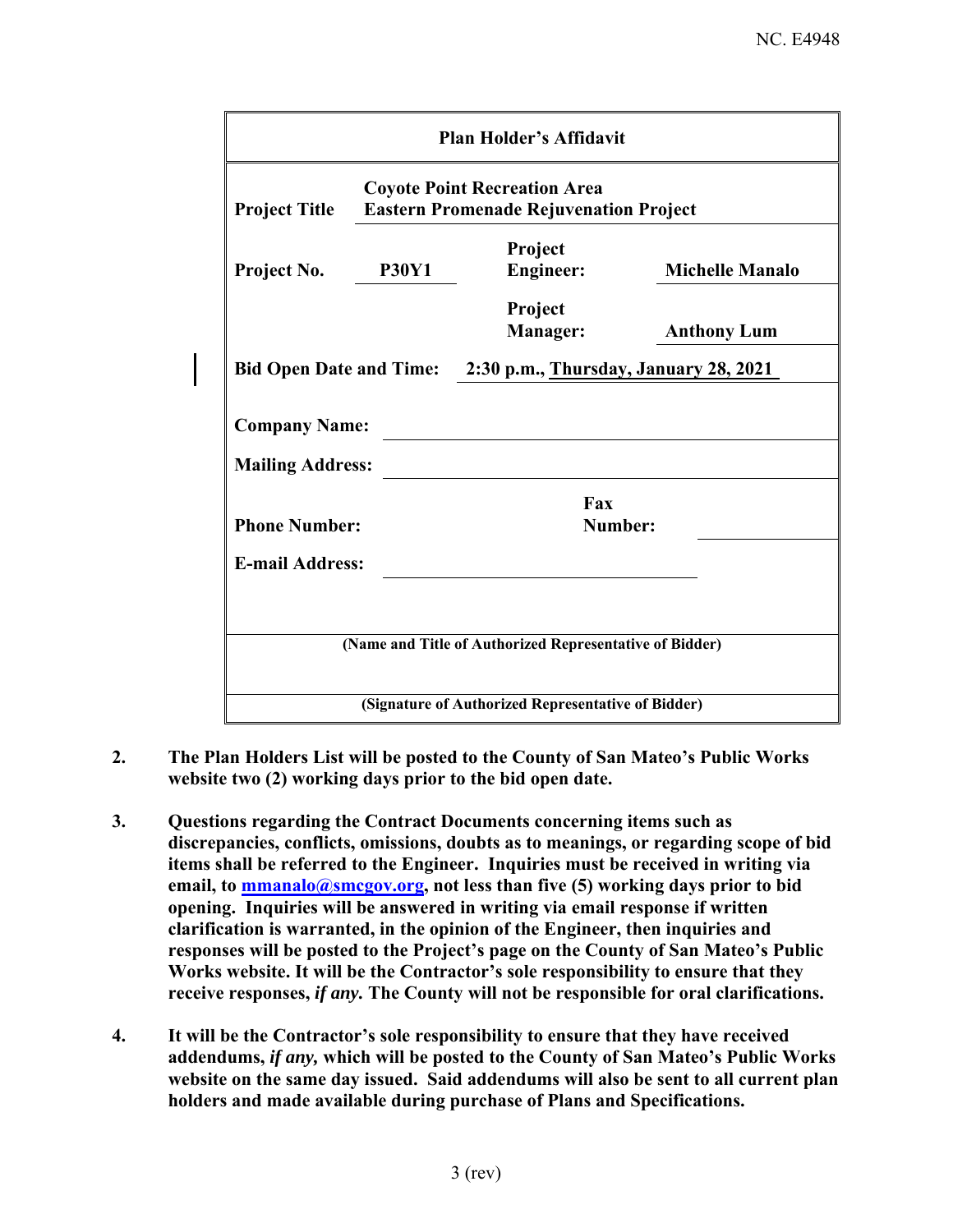NC. E4948

| **Plan Holder's Affidavit** | | | |
|---|---|---|---|
| **Project Title** | **Coyote Point Recreation Area Eastern Promenade Rejuvenation Project** | | |
| **Project No.** | **P30Y1** | **Project Engineer:** | **Michelle Manalo** |
| | | **Project Manager:** | **Anthony Lum** |
| **Bid Open Date and Time:** | **2:30 p.m., Thursday, January 28, 2021** | | |
| **Company Name:** | | | |
| **Mailing Address:** | | | |
| **Phone Number:** | | **Fax Number:** | |
| **E-mail Address:** | | | |
| **(Name and Title of Authorized Representative of Bidder)** | | | |
| **(Signature of Authorized Representative of Bidder)** | | | |

2. **The Plan Holders List will be posted to the County of San Mateo's Public Works website two (2) working days prior to the bid open date.**

3. **Questions regarding the Contract Documents concerning items such as discrepancies, conflicts, omissions, doubts as to meanings, or regarding scope of bid items shall be referred to the Engineer. Inquiries must be received in writing via email, to mmanalo@smcgov.org, not less than five (5) working days prior to bid opening. Inquiries will be answered in writing via email response if written clarification is warranted, in the opinion of the Engineer, then inquiries and responses will be posted to the Project's page on the County of San Mateo's Public Works website. It will be the Contractor's sole responsibility to ensure that they receive responses, *if any.* The County will not be responsible for oral clarifications.**

4. **It will be the Contractor's sole responsibility to ensure that they have received addendums, *if any,* which will be posted to the County of San Mateo's Public Works website on the same day issued. Said addendums will also be sent to all current plan holders and made available during purchase of Plans and Specifications.**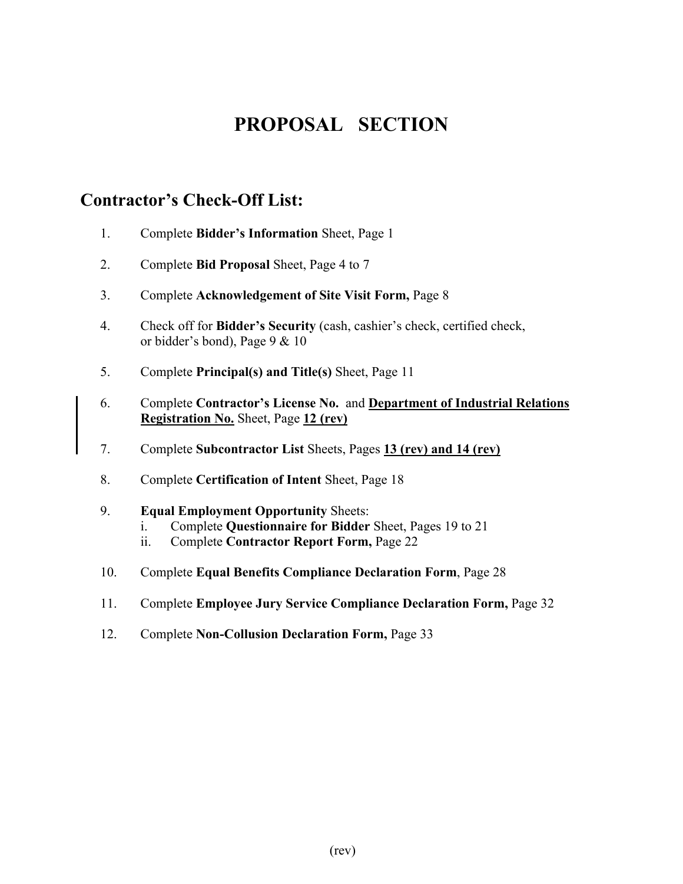# PROPOSAL SECTION

## Contractor's Check-Off List:

1. Complete **Bidder's Information** Sheet, Page 1
2. Complete **Bid Proposal** Sheet, Page 4 to 7
3. Complete **Acknowledgement of Site Visit Form,** Page 8
4. Check off for **Bidder's Security** (cash, cashier's check, certified check, or bidder's bond), Page 9 & 10
5. Complete **Principal(s) and Title(s)** Sheet, Page 11
6. Complete **Contractor's License No.** and **Department of Industrial Relations Registration No.** Sheet, Page **12 (rev)**
7. Complete **Subcontractor List** Sheets, Pages **13 (rev) and 14 (rev)**
8. Complete **Certification of Intent** Sheet, Page 18
9. **Equal Employment Opportunity** Sheets:
   i. Complete **Questionnaire for Bidder** Sheet, Pages 19 to 21
   ii. Complete **Contractor Report Form,** Page 22
10. Complete **Equal Benefits Compliance Declaration Form**, Page 28
11. Complete **Employee Jury Service Compliance Declaration Form,** Page 32
12. Complete **Non-Collusion Declaration Form,** Page 33

(rev)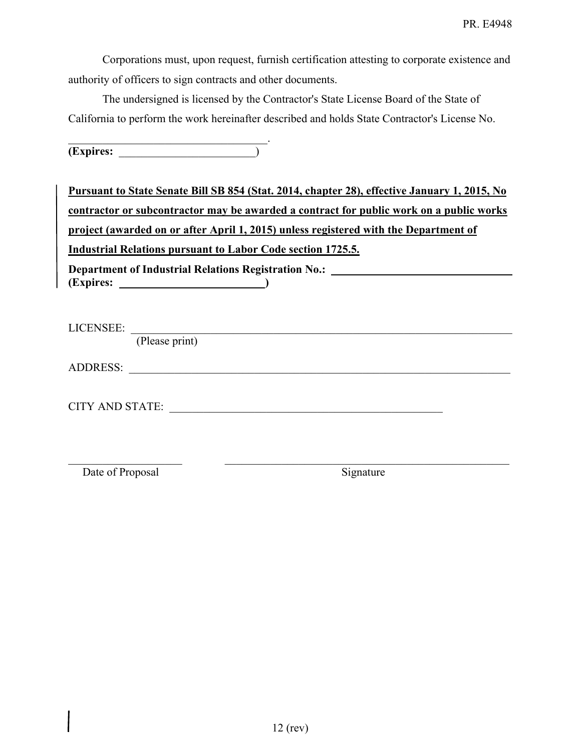Corporations must, upon request, furnish certification attesting to corporate existence and authority of officers to sign contracts and other documents.

The undersigned is licensed by the Contractor's State License Board of the State of California to perform the work hereinafter described and holds State Contractor's License No.

\_\_\_\_\_\_\_\_\_\_\_\_\_\_\_\_\_\_\_\_\_\_\_\_\_\_\_\_\_\_\_\_\_\_\_\_.
**(Expires:** \_\_\_\_\_\_\_\_\_\_\_\_\_\_\_\_\_\_\_\_\_\_\_\_)

**Pursuant to State Senate Bill SB 854 (Stat. 2014, chapter 28), effective January 1, 2015, No contractor or subcontractor may be awarded a contract for public work on a public works project (awarded on or after April 1, 2015) unless registered with the Department of Industrial Relations pursuant to Labor Code section 1725.5.**

**Department of Industrial Relations Registration No.:** \_\_\_\_\_\_\_\_\_\_\_\_\_\_\_\_\_\_\_\_\_\_\_\_\_\_\_\_\_\_\_\_
**(Expires:** \_\_\_\_\_\_\_\_\_\_\_\_\_\_\_\_\_\_\_\_\_\_\_\_\_\_**)**

LICENSEE: \_\_\_\_\_\_\_\_\_\_\_\_\_\_\_\_\_\_\_\_\_\_\_\_\_\_\_\_\_\_\_\_\_\_\_\_\_\_\_\_\_\_\_\_\_\_\_\_\_\_\_\_\_\_\_\_\_\_\_\_\_\_\_\_
(Please print)

ADDRESS: \_\_\_\_\_\_\_\_\_\_\_\_\_\_\_\_\_\_\_\_\_\_\_\_\_\_\_\_\_\_\_\_\_\_\_\_\_\_\_\_\_\_\_\_\_\_\_\_\_\_\_\_\_\_\_\_\_\_\_\_\_\_\_\_

CITY AND STATE: \_\_\_\_\_\_\_\_\_\_\_\_\_\_\_\_\_\_\_\_\_\_\_\_\_\_\_\_\_\_\_\_\_\_\_\_\_\_\_\_\_\_\_\_\_\_\_\_

\_\_\_\_\_\_\_\_\_\_\_\_\_\_\_\_\_\_\_\_ \_\_\_\_\_\_\_\_\_\_\_\_\_\_\_\_\_\_\_\_\_\_\_\_\_\_\_\_\_\_\_\_\_\_\_\_\_\_\_\_\_\_\_\_\_\_\_\_
Date of Proposal Signature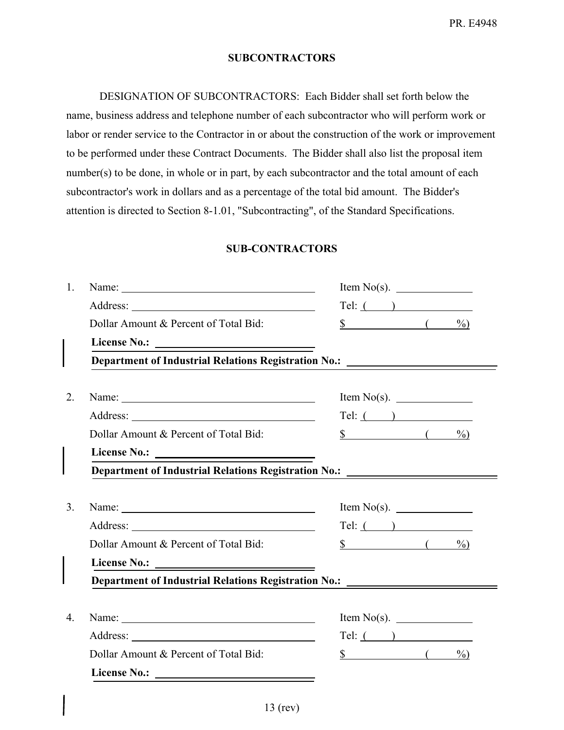## SUBCONTRACTORS

DESIGNATION OF SUBCONTRACTORS: Each Bidder shall set forth below the name, business address and telephone number of each subcontractor who will perform work or labor or render service to the Contractor in or about the construction of the work or improvement to be performed under these Contract Documents. The Bidder shall also list the proposal item number(s) to be done, in whole or in part, by each subcontractor and the total amount of each subcontractor's work in dollars and as a percentage of the total bid amount. The Bidder's attention is directed to Section 8-1.01, "Subcontracting", of the Standard Specifications.

## SUB-CONTRACTORS

1. Name: ______________________ Item No(s). ____________
   Address: ______________________ Tel: (    ) ____________
   Dollar Amount & Percent of Total Bid: $ ____________ (    %)
   **License No.:** ______________________
   **Department of Industrial Relations Registration No.:** ______________________

2. Name: ______________________ Item No(s). ____________
   Address: ______________________ Tel: (    ) ____________
   Dollar Amount & Percent of Total Bid: $ ____________ (    %)
   **License No.:** ______________________
   **Department of Industrial Relations Registration No.:** ______________________

3. Name: ______________________ Item No(s). ____________
   Address: ______________________ Tel: (    ) ____________
   Dollar Amount & Percent of Total Bid: $ ____________ (    %)
   **License No.:** ______________________
   **Department of Industrial Relations Registration No.:** ______________________

4. Name: ______________________ Item No(s). ____________
   Address: ______________________ Tel: (    ) ____________
   Dollar Amount & Percent of Total Bid: $ ____________ (    %)
   **License No.:** ______________________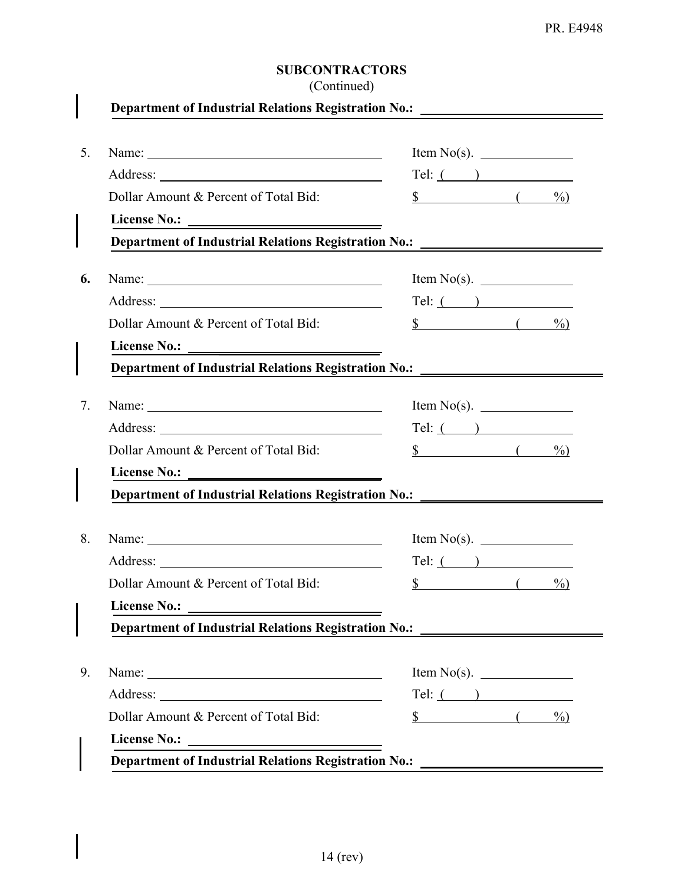## SUBCONTRACTORS

(Continued)

**Department of Industrial Relations Registration No.:** \_\_\_\_\_\_\_\_\_\_\_\_\_\_\_\_\_\_\_\_

5. Name: \_\_\_\_\_\_\_\_\_\_\_\_\_\_\_\_\_\_\_\_ Item No(s). \_\_\_\_\_\_\_\_\_\_

   Address: \_\_\_\_\_\_\_\_\_\_\_\_\_\_\_\_\_\_\_\_ Tel: ( )\_\_\_\_\_\_\_\_\_\_

   Dollar Amount & Percent of Total Bid: $\_\_\_\_\_\_\_\_\_\_ ( %)

   **License No.:** \_\_\_\_\_\_\_\_\_\_\_\_\_\_\_\_\_\_\_\_

   **Department of Industrial Relations Registration No.:** \_\_\_\_\_\_\_\_\_\_\_\_\_\_\_\_\_\_\_\_

6. Name: \_\_\_\_\_\_\_\_\_\_\_\_\_\_\_\_\_\_\_\_ Item No(s). \_\_\_\_\_\_\_\_\_\_

   Address: \_\_\_\_\_\_\_\_\_\_\_\_\_\_\_\_\_\_\_\_ Tel: ( )\_\_\_\_\_\_\_\_\_\_

   Dollar Amount & Percent of Total Bid: $\_\_\_\_\_\_\_\_\_\_ ( %)

   **License No.:** \_\_\_\_\_\_\_\_\_\_\_\_\_\_\_\_\_\_\_\_

   **Department of Industrial Relations Registration No.:** \_\_\_\_\_\_\_\_\_\_\_\_\_\_\_\_\_\_\_\_

7. Name: \_\_\_\_\_\_\_\_\_\_\_\_\_\_\_\_\_\_\_\_ Item No(s). \_\_\_\_\_\_\_\_\_\_

   Address: \_\_\_\_\_\_\_\_\_\_\_\_\_\_\_\_\_\_\_\_ Tel: ( )\_\_\_\_\_\_\_\_\_\_

   Dollar Amount & Percent of Total Bid: $\_\_\_\_\_\_\_\_\_\_ ( %)

   **License No.:** \_\_\_\_\_\_\_\_\_\_\_\_\_\_\_\_\_\_\_\_

   **Department of Industrial Relations Registration No.:** \_\_\_\_\_\_\_\_\_\_\_\_\_\_\_\_\_\_\_\_

8. Name: \_\_\_\_\_\_\_\_\_\_\_\_\_\_\_\_\_\_\_\_ Item No(s). \_\_\_\_\_\_\_\_\_\_

   Address: \_\_\_\_\_\_\_\_\_\_\_\_\_\_\_\_\_\_\_\_ Tel: ( )\_\_\_\_\_\_\_\_\_\_

   Dollar Amount & Percent of Total Bid: $\_\_\_\_\_\_\_\_\_\_ ( %)

   **License No.:** \_\_\_\_\_\_\_\_\_\_\_\_\_\_\_\_\_\_\_\_

   **Department of Industrial Relations Registration No.:** \_\_\_\_\_\_\_\_\_\_\_\_\_\_\_\_\_\_\_\_

9. Name: \_\_\_\_\_\_\_\_\_\_\_\_\_\_\_\_\_\_\_\_ Item No(s). \_\_\_\_\_\_\_\_\_\_

   Address: \_\_\_\_\_\_\_\_\_\_\_\_\_\_\_\_\_\_\_\_ Tel: ( )\_\_\_\_\_\_\_\_\_\_

   Dollar Amount & Percent of Total Bid: $\_\_\_\_\_\_\_\_\_\_ ( %)

   **License No.:** \_\_\_\_\_\_\_\_\_\_\_\_\_\_\_\_\_\_\_\_

   **Department of Industrial Relations Registration No.:** \_\_\_\_\_\_\_\_\_\_\_\_\_\_\_\_\_\_\_\_